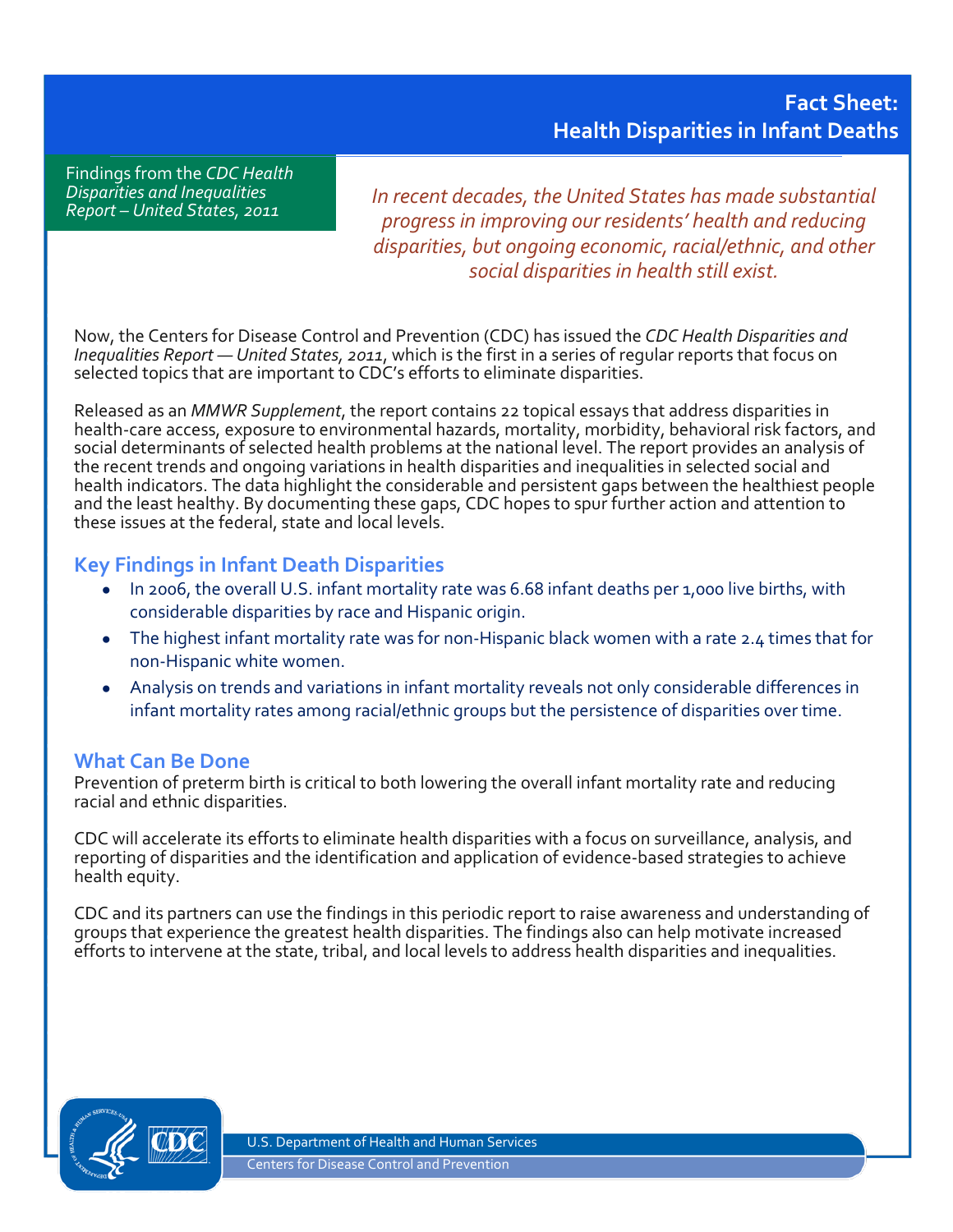# Fact Sheet: Health Disparities in Infant Deaths

Findings from the *CDC Health Disparities and Inequalities Report – United States, 2011*

*In recent decades, the United States has made substantial progress in improving our residents' health and reducing disparities, but ongoing economic, racial/ethnic, and other social disparities in health still exist.*

Now, the Centers for Disease Control and Prevention (CDC) has issued the *CDC Health Disparities and Inequalities Report — United States, 2011*, which is the first in a series of regular reports that focus on selected topics that are important to CDC's efforts to eliminate disparities.

Released as an *MMWR Supplement*, the report contains 22 topical essays that address disparities in health-care access, exposure to environmental hazards, mortality, morbidity, behavioral risk factors, and social determinants of selected health problems at the national level. The report provides an analysis of the recent trends and ongoing variations in health disparities and inequalities in selected social and health indicators. The data highlight the considerable and persistent gaps between the healthiest people and the least healthy. By documenting these gaps, CDC hopes to spur further action and attention to these issues at the federal, state and local levels.

## Key Findings in Infant Death Disparities

- In 2006, the overall U.S. infant mortality rate was 6.68 infant deaths per 1,000 live births, with considerable disparities by race and Hispanic origin.
- The highest infant mortality rate was for non-Hispanic black women with a rate 2.4 times that for non-Hispanic white women.
- Analysis on trends and variations in infant mortality reveals not only considerable differences in infant mortality rates among racial/ethnic groups but the persistence of disparities over time.

## What Can Be Done

Prevention of preterm birth is critical to both lowering the overall infant mortality rate and reducing racial and ethnic disparities.

CDC will accelerate its efforts to eliminate health disparities with a focus on surveillance, analysis, and reporting of disparities and the identification and application of evidence-based strategies to achieve health equity.

CDC and its partners can use the findings in this periodic report to raise awareness and understanding of groups that experience the greatest health disparities. The findings also can help motivate increased efforts to intervene at the state, tribal, and local levels to address health disparities and inequalities.

U.S. Department of Health and Human Services
Centers for Disease Control and Prevention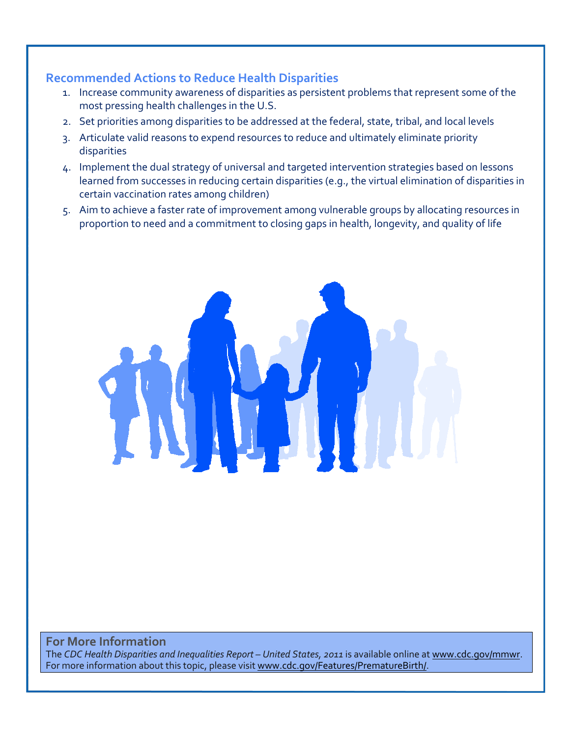## Recommended Actions to Reduce Health Disparities

1. Increase community awareness of disparities as persistent problems that represent some of the most pressing health challenges in the U.S.
2. Set priorities among disparities to be addressed at the federal, state, tribal, and local levels
3. Articulate valid reasons to expend resources to reduce and ultimately eliminate priority disparities
4. Implement the dual strategy of universal and targeted intervention strategies based on lessons learned from successes in reducing certain disparities (e.g., the virtual elimination of disparities in certain vaccination rates among children)
5. Aim to achieve a faster rate of improvement among vulnerable groups by allocating resources in proportion to need and a commitment to closing gaps in health, longevity, and quality of life

## For More Information

The *CDC Health Disparities and Inequalities Report – United States, 2011* is available online at www.cdc.gov/mmwr. For more information about this topic, please visit www.cdc.gov/Features/PrematureBirth/.